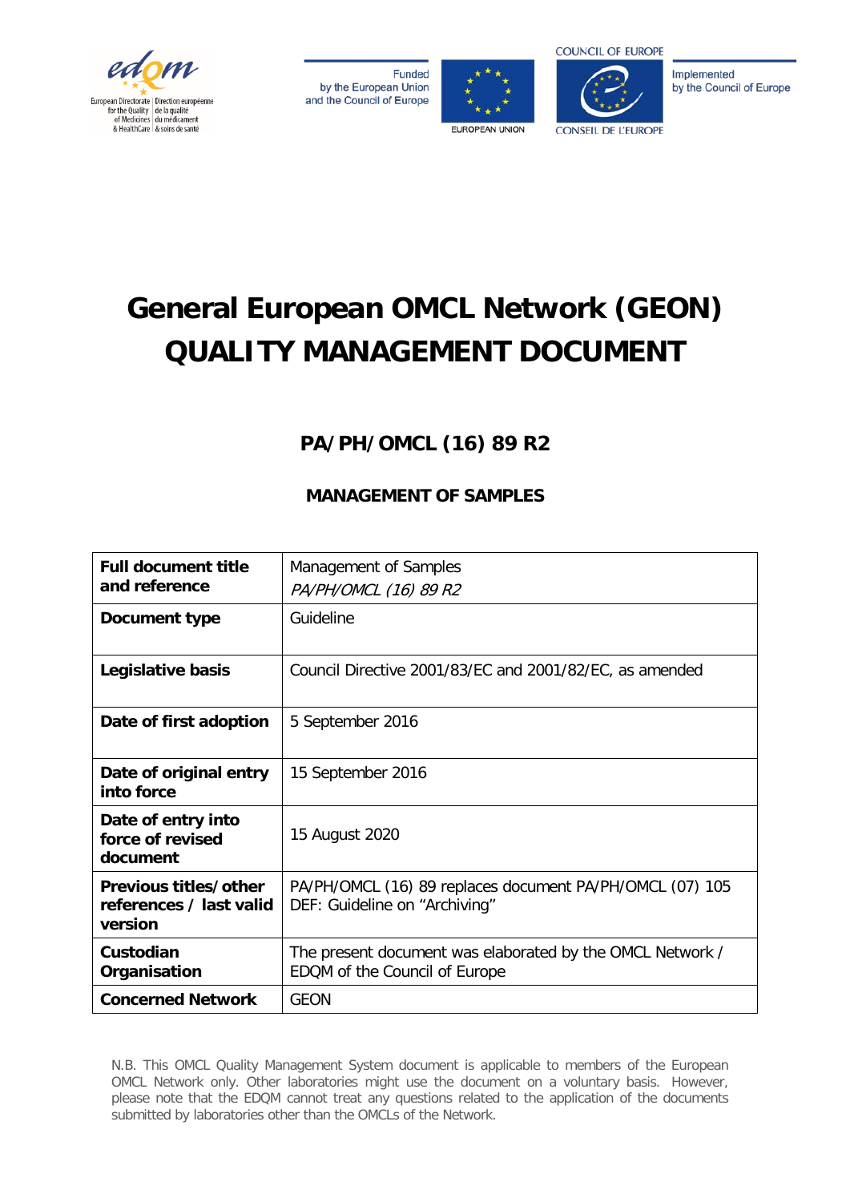# General European OMCL Network (GEON) QUALITY MANAGEMENT DOCUMENT

## PA/PH/OMCL (16) 89 R2

## MANAGEMENT OF SAMPLES

| | |
|---|---|
| **Full document title and reference** | Management of Samples<br>*PA/PH/OMCL (16) 89 R2* |
| **Document type** | Guideline |
| **Legislative basis** | Council Directive 2001/83/EC and 2001/82/EC, as amended |
| **Date of first adoption** | 5 September 2016 |
| **Date of original entry into force** | 15 September 2016 |
| **Date of entry into force of revised document** | 15 August 2020 |
| **Previous titles/other references / last valid version** | PA/PH/OMCL (16) 89 replaces document PA/PH/OMCL (07) 105 DEF: Guideline on "Archiving" |
| **Custodian Organisation** | The present document was elaborated by the OMCL Network / EDQM of the Council of Europe |
| **Concerned Network** | GEON |

N.B. This OMCL Quality Management System document is applicable to members of the European OMCL Network only. Other laboratories might use the document on a voluntary basis. However, please note that the EDQM cannot treat any questions related to the application of the documents submitted by laboratories other than the OMCLs of the Network.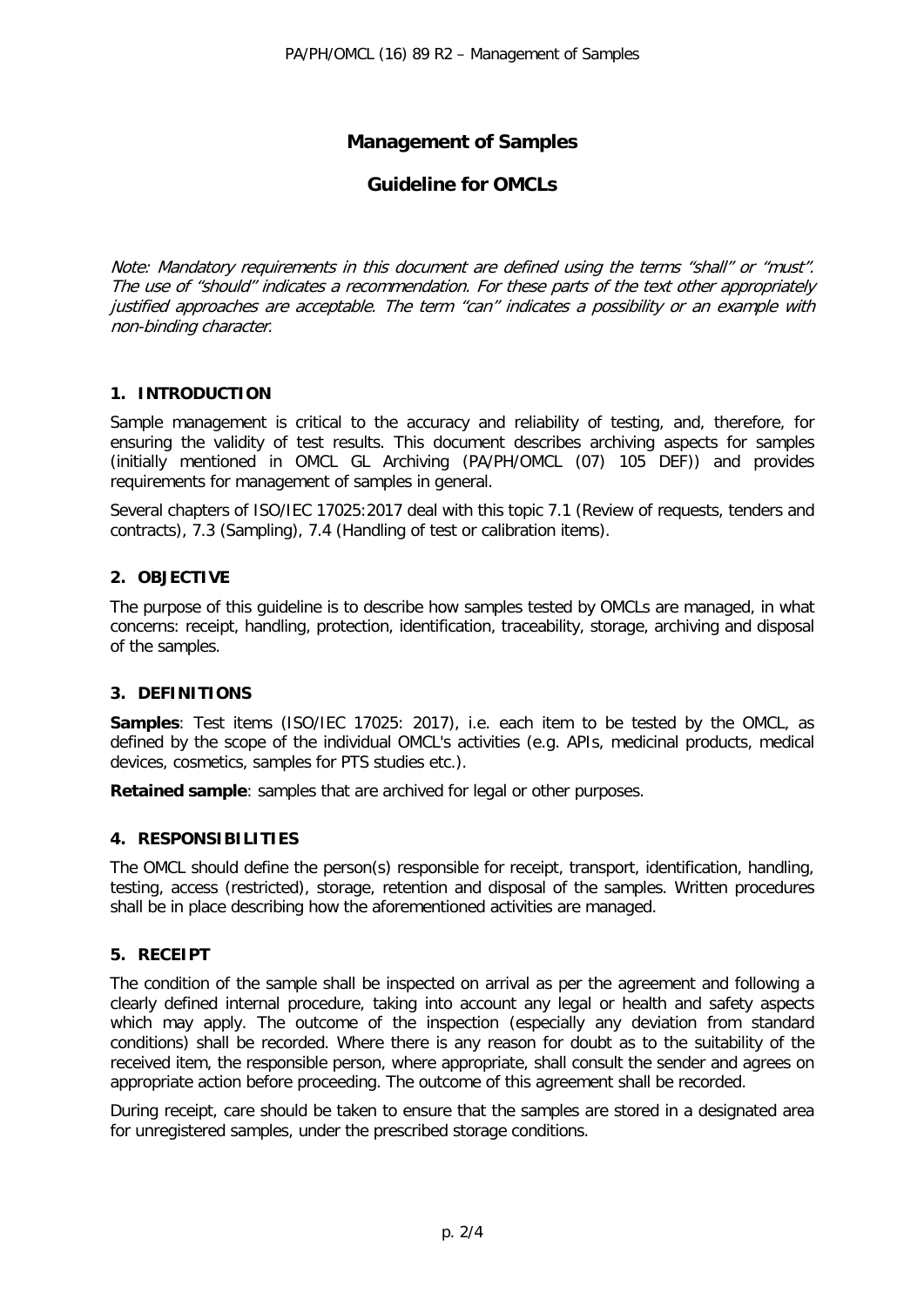# Management of Samples

## Guideline for OMCLs

*Note: Mandatory requirements in this document are defined using the terms "shall" or "must". The use of "should" indicates a recommendation. For these parts of the text other appropriately justified approaches are acceptable. The term "can" indicates a possibility or an example with non-binding character.*

### 1. INTRODUCTION

Sample management is critical to the accuracy and reliability of testing, and, therefore, for ensuring the validity of test results. This document describes archiving aspects for samples (initially mentioned in OMCL GL Archiving (PA/PH/OMCL (07) 105 DEF)) and provides requirements for management of samples in general.

Several chapters of ISO/IEC 17025:2017 deal with this topic 7.1 (Review of requests, tenders and contracts), 7.3 (Sampling), 7.4 (Handling of test or calibration items).

### 2. OBJECTIVE

The purpose of this guideline is to describe how samples tested by OMCLs are managed, in what concerns: receipt, handling, protection, identification, traceability, storage, archiving and disposal of the samples.

### 3. DEFINITIONS

**Samples**: Test items (ISO/IEC 17025: 2017), i.e. each item to be tested by the OMCL, as defined by the scope of the individual OMCL's activities (e.g. APIs, medicinal products, medical devices, cosmetics, samples for PTS studies etc.).

**Retained sample**: samples that are archived for legal or other purposes.

### 4. RESPONSIBILITIES

The OMCL should define the person(s) responsible for receipt, transport, identification, handling, testing, access (restricted), storage, retention and disposal of the samples. Written procedures shall be in place describing how the aforementioned activities are managed.

### 5. RECEIPT

The condition of the sample shall be inspected on arrival as per the agreement and following a clearly defined internal procedure, taking into account any legal or health and safety aspects which may apply. The outcome of the inspection (especially any deviation from standard conditions) shall be recorded. Where there is any reason for doubt as to the suitability of the received item, the responsible person, where appropriate, shall consult the sender and agrees on appropriate action before proceeding. The outcome of this agreement shall be recorded.

During receipt, care should be taken to ensure that the samples are stored in a designated area for unregistered samples, under the prescribed storage conditions.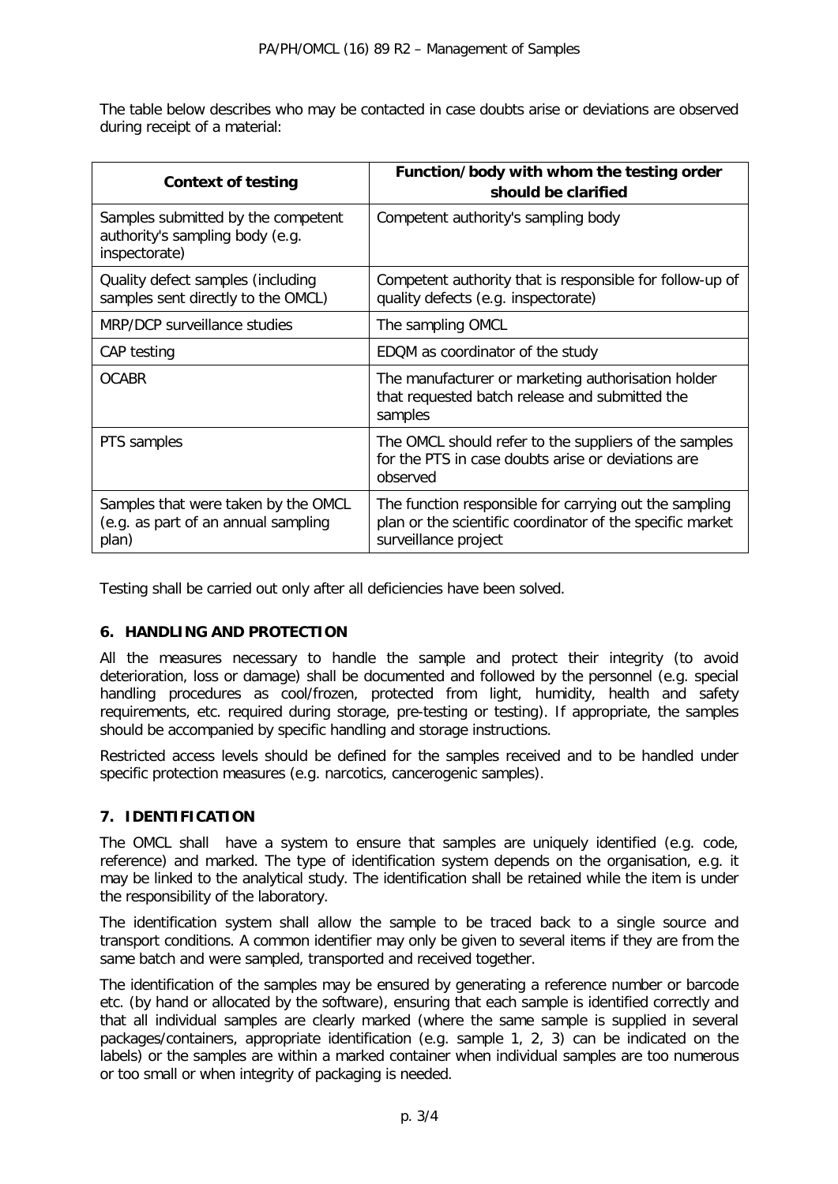The table below describes who may be contacted in case doubts arise or deviations are observed during receipt of a material:

| Context of testing | Function/body with whom the testing order should be clarified |
|---|---|
| Samples submitted by the competent authority's sampling body (e.g. inspectorate) | Competent authority's sampling body |
| Quality defect samples (including samples sent directly to the OMCL) | Competent authority that is responsible for follow-up of quality defects (e.g. inspectorate) |
| MRP/DCP surveillance studies | The sampling OMCL |
| CAP testing | EDQM as coordinator of the study |
| OCABR | The manufacturer or marketing authorisation holder that requested batch release and submitted the samples |
| PTS samples | The OMCL should refer to the suppliers of the samples for the PTS in case doubts arise or deviations are observed |
| Samples that were taken by the OMCL (e.g. as part of an annual sampling plan) | The function responsible for carrying out the sampling plan or the scientific coordinator of the specific market surveillance project |

Testing shall be carried out only after all deficiencies have been solved.

## 6. HANDLING AND PROTECTION

All the measures necessary to handle the sample and protect their integrity (to avoid deterioration, loss or damage) shall be documented and followed by the personnel (e.g. special handling procedures as cool/frozen, protected from light, humidity, health and safety requirements, etc. required during storage, pre-testing or testing). If appropriate, the samples should be accompanied by specific handling and storage instructions.

Restricted access levels should be defined for the samples received and to be handled under specific protection measures (e.g. narcotics, cancerogenic samples).

## 7. IDENTIFICATION

The OMCL shall have a system to ensure that samples are uniquely identified (e.g. code, reference) and marked. The type of identification system depends on the organisation, e.g. it may be linked to the analytical study. The identification shall be retained while the item is under the responsibility of the laboratory.

The identification system shall allow the sample to be traced back to a single source and transport conditions. A common identifier may only be given to several items if they are from the same batch and were sampled, transported and received together.

The identification of the samples may be ensured by generating a reference number or barcode etc. (by hand or allocated by the software), ensuring that each sample is identified correctly and that all individual samples are clearly marked (where the same sample is supplied in several packages/containers, appropriate identification (e.g. sample 1, 2, 3) can be indicated on the labels) or the samples are within a marked container when individual samples are too numerous or too small or when integrity of packaging is needed.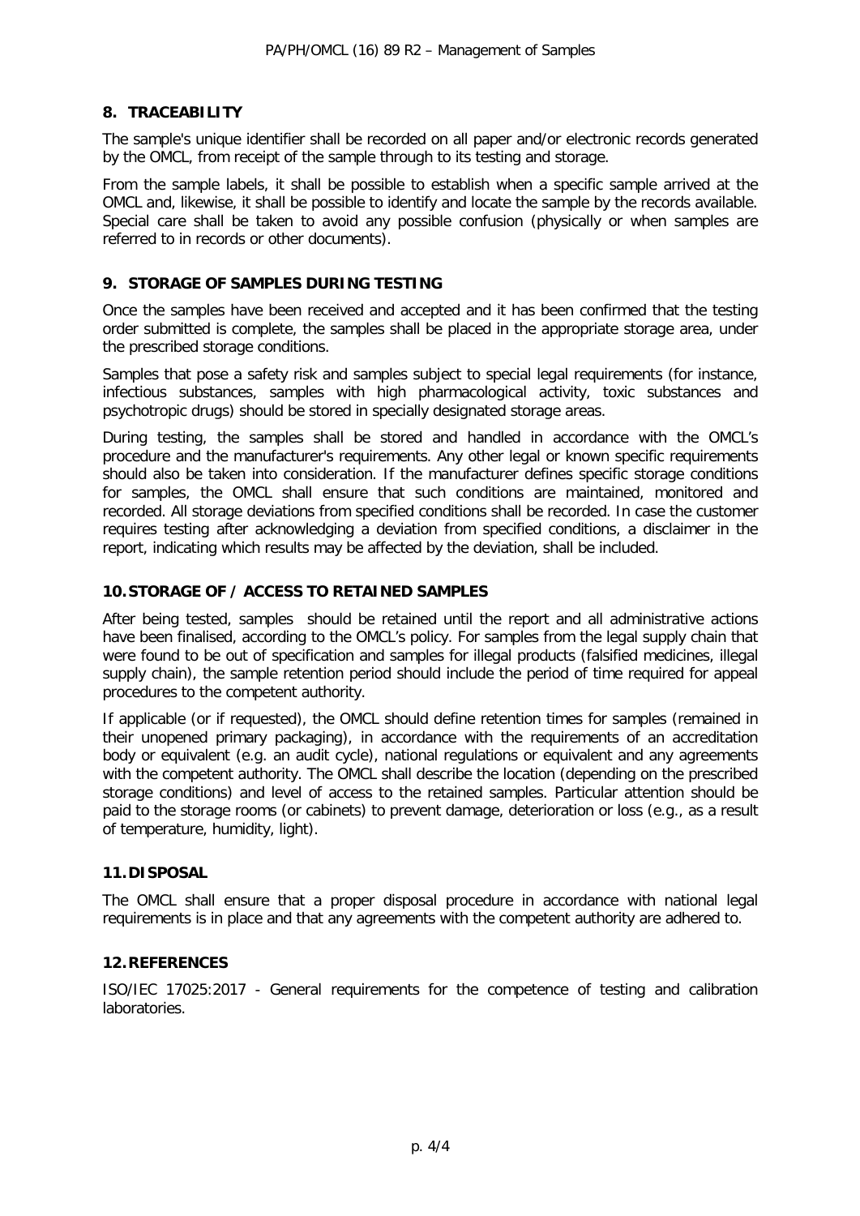## 8. TRACEABILITY

The sample's unique identifier shall be recorded on all paper and/or electronic records generated by the OMCL, from receipt of the sample through to its testing and storage.

From the sample labels, it shall be possible to establish when a specific sample arrived at the OMCL and, likewise, it shall be possible to identify and locate the sample by the records available. Special care shall be taken to avoid any possible confusion (physically or when samples are referred to in records or other documents).

## 9. STORAGE OF SAMPLES DURING TESTING

Once the samples have been received and accepted and it has been confirmed that the testing order submitted is complete, the samples shall be placed in the appropriate storage area, under the prescribed storage conditions.

Samples that pose a safety risk and samples subject to special legal requirements (for instance, infectious substances, samples with high pharmacological activity, toxic substances and psychotropic drugs) should be stored in specially designated storage areas.

During testing, the samples shall be stored and handled in accordance with the OMCL's procedure and the manufacturer's requirements. Any other legal or known specific requirements should also be taken into consideration. If the manufacturer defines specific storage conditions for samples, the OMCL shall ensure that such conditions are maintained, monitored and recorded. All storage deviations from specified conditions shall be recorded. In case the customer requires testing after acknowledging a deviation from specified conditions, a disclaimer in the report, indicating which results may be affected by the deviation, shall be included.

## 10. STORAGE OF / ACCESS TO RETAINED SAMPLES

After being tested, samples should be retained until the report and all administrative actions have been finalised, according to the OMCL's policy. For samples from the legal supply chain that were found to be out of specification and samples for illegal products (falsified medicines, illegal supply chain), the sample retention period should include the period of time required for appeal procedures to the competent authority.

If applicable (or if requested), the OMCL should define retention times for samples (remained in their unopened primary packaging), in accordance with the requirements of an accreditation body or equivalent (e.g. an audit cycle), national regulations or equivalent and any agreements with the competent authority. The OMCL shall describe the location (depending on the prescribed storage conditions) and level of access to the retained samples. Particular attention should be paid to the storage rooms (or cabinets) to prevent damage, deterioration or loss (e.g., as a result of temperature, humidity, light).

## 11. DISPOSAL

The OMCL shall ensure that a proper disposal procedure in accordance with national legal requirements is in place and that any agreements with the competent authority are adhered to.

## 12. REFERENCES

ISO/IEC 17025:2017 - General requirements for the competence of testing and calibration laboratories.